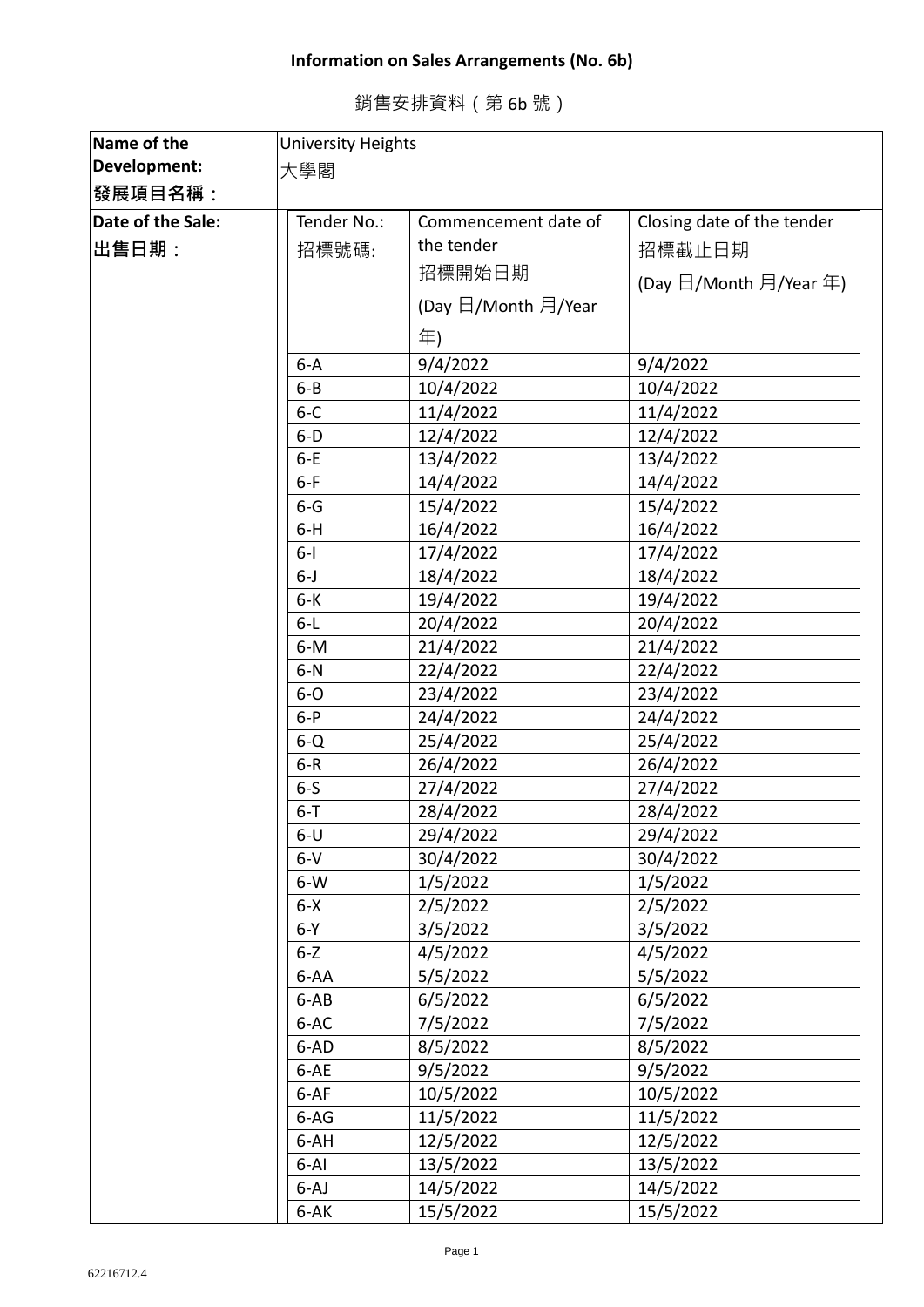**Information on Sales Arrangements (No. 6b)**

銷售安排資料（第 6b 號）

| | |
|---|---|
| **Name of the Development:**<br>**發展項目名稱：** | University Heights<br>大學閣 |

**Date of the Sale:**
**出售日期：**

| Tender No.:<br>招標號碼: | Commencement date of the tender<br>招標開始日期<br>(Day 日/Month 月/Year 年) | Closing date of the tender<br>招標截止日期<br>(Day 日/Month 月/Year 年) |
|---|---|---|
| 6-A | 9/4/2022 | 9/4/2022 |
| 6-B | 10/4/2022 | 10/4/2022 |
| 6-C | 11/4/2022 | 11/4/2022 |
| 6-D | 12/4/2022 | 12/4/2022 |
| 6-E | 13/4/2022 | 13/4/2022 |
| 6-F | 14/4/2022 | 14/4/2022 |
| 6-G | 15/4/2022 | 15/4/2022 |
| 6-H | 16/4/2022 | 16/4/2022 |
| 6-I | 17/4/2022 | 17/4/2022 |
| 6-J | 18/4/2022 | 18/4/2022 |
| 6-K | 19/4/2022 | 19/4/2022 |
| 6-L | 20/4/2022 | 20/4/2022 |
| 6-M | 21/4/2022 | 21/4/2022 |
| 6-N | 22/4/2022 | 22/4/2022 |
| 6-O | 23/4/2022 | 23/4/2022 |
| 6-P | 24/4/2022 | 24/4/2022 |
| 6-Q | 25/4/2022 | 25/4/2022 |
| 6-R | 26/4/2022 | 26/4/2022 |
| 6-S | 27/4/2022 | 27/4/2022 |
| 6-T | 28/4/2022 | 28/4/2022 |
| 6-U | 29/4/2022 | 29/4/2022 |
| 6-V | 30/4/2022 | 30/4/2022 |
| 6-W | 1/5/2022 | 1/5/2022 |
| 6-X | 2/5/2022 | 2/5/2022 |
| 6-Y | 3/5/2022 | 3/5/2022 |
| 6-Z | 4/5/2022 | 4/5/2022 |
| 6-AA | 5/5/2022 | 5/5/2022 |
| 6-AB | 6/5/2022 | 6/5/2022 |
| 6-AC | 7/5/2022 | 7/5/2022 |
| 6-AD | 8/5/2022 | 8/5/2022 |
| 6-AE | 9/5/2022 | 9/5/2022 |
| 6-AF | 10/5/2022 | 10/5/2022 |
| 6-AG | 11/5/2022 | 11/5/2022 |
| 6-AH | 12/5/2022 | 12/5/2022 |
| 6-AI | 13/5/2022 | 13/5/2022 |
| 6-AJ | 14/5/2022 | 14/5/2022 |
| 6-AK | 15/5/2022 | 15/5/2022 |

62216712.4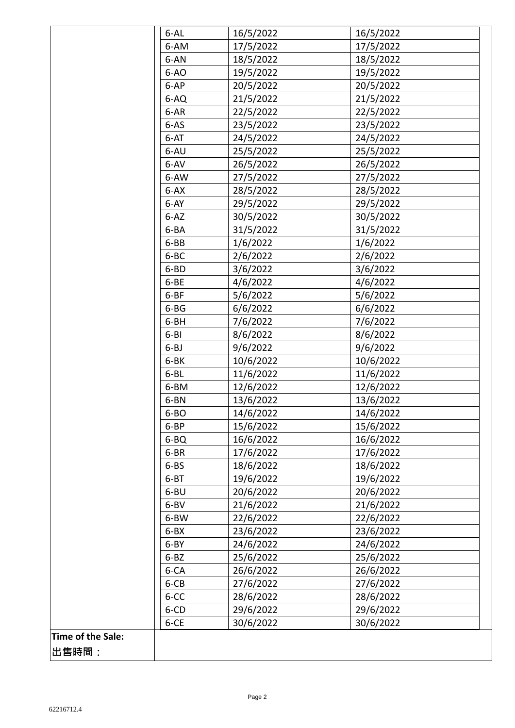| | | | |
|---|---|---|---|
| | 6-AL | 16/5/2022 | 16/5/2022 |
| | 6-AM | 17/5/2022 | 17/5/2022 |
| | 6-AN | 18/5/2022 | 18/5/2022 |
| | 6-AO | 19/5/2022 | 19/5/2022 |
| | 6-AP | 20/5/2022 | 20/5/2022 |
| | 6-AQ | 21/5/2022 | 21/5/2022 |
| | 6-AR | 22/5/2022 | 22/5/2022 |
| | 6-AS | 23/5/2022 | 23/5/2022 |
| | 6-AT | 24/5/2022 | 24/5/2022 |
| | 6-AU | 25/5/2022 | 25/5/2022 |
| | 6-AV | 26/5/2022 | 26/5/2022 |
| | 6-AW | 27/5/2022 | 27/5/2022 |
| | 6-AX | 28/5/2022 | 28/5/2022 |
| | 6-AY | 29/5/2022 | 29/5/2022 |
| | 6-AZ | 30/5/2022 | 30/5/2022 |
| | 6-BA | 31/5/2022 | 31/5/2022 |
| | 6-BB | 1/6/2022 | 1/6/2022 |
| | 6-BC | 2/6/2022 | 2/6/2022 |
| | 6-BD | 3/6/2022 | 3/6/2022 |
| | 6-BE | 4/6/2022 | 4/6/2022 |
| | 6-BF | 5/6/2022 | 5/6/2022 |
| | 6-BG | 6/6/2022 | 6/6/2022 |
| | 6-BH | 7/6/2022 | 7/6/2022 |
| | 6-BI | 8/6/2022 | 8/6/2022 |
| | 6-BJ | 9/6/2022 | 9/6/2022 |
| | 6-BK | 10/6/2022 | 10/6/2022 |
| | 6-BL | 11/6/2022 | 11/6/2022 |
| | 6-BM | 12/6/2022 | 12/6/2022 |
| | 6-BN | 13/6/2022 | 13/6/2022 |
| | 6-BO | 14/6/2022 | 14/6/2022 |
| | 6-BP | 15/6/2022 | 15/6/2022 |
| | 6-BQ | 16/6/2022 | 16/6/2022 |
| | 6-BR | 17/6/2022 | 17/6/2022 |
| | 6-BS | 18/6/2022 | 18/6/2022 |
| | 6-BT | 19/6/2022 | 19/6/2022 |
| | 6-BU | 20/6/2022 | 20/6/2022 |
| | 6-BV | 21/6/2022 | 21/6/2022 |
| | 6-BW | 22/6/2022 | 22/6/2022 |
| | 6-BX | 23/6/2022 | 23/6/2022 |
| | 6-BY | 24/6/2022 | 24/6/2022 |
| | 6-BZ | 25/6/2022 | 25/6/2022 |
| | 6-CA | 26/6/2022 | 26/6/2022 |
| | 6-CB | 27/6/2022 | 27/6/2022 |
| | 6-CC | 28/6/2022 | 28/6/2022 |
| | 6-CD | 29/6/2022 | 29/6/2022 |
| | 6-CE | 30/6/2022 | 30/6/2022 |
| **Time of the Sale:**<br>**出售時間：** | | | |

62216712.4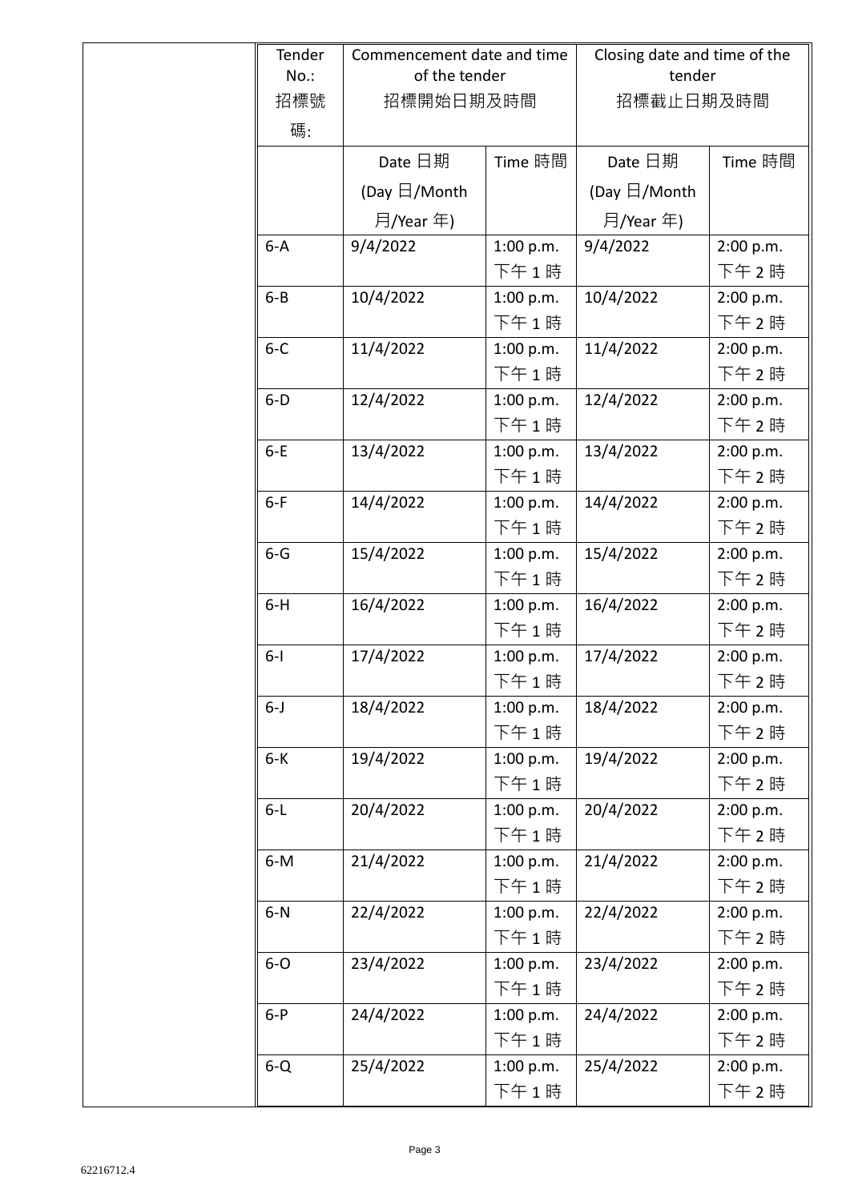| Tender No.: 招標號碼: | Commencement date and time of the tender 招標開始日期及時間 | | Closing date and time of the tender 招標截止日期及時間 | |
|---|---|---|---|---|
| | Date 日期 (Day 日/Month 月/Year 年) | Time 時間 | Date 日期 (Day 日/Month 月/Year 年) | Time 時間 |
| 6-A | 9/4/2022 | 1:00 p.m. 下午 1 時 | 9/4/2022 | 2:00 p.m. 下午 2 時 |
| 6-B | 10/4/2022 | 1:00 p.m. 下午 1 時 | 10/4/2022 | 2:00 p.m. 下午 2 時 |
| 6-C | 11/4/2022 | 1:00 p.m. 下午 1 時 | 11/4/2022 | 2:00 p.m. 下午 2 時 |
| 6-D | 12/4/2022 | 1:00 p.m. 下午 1 時 | 12/4/2022 | 2:00 p.m. 下午 2 時 |
| 6-E | 13/4/2022 | 1:00 p.m. 下午 1 時 | 13/4/2022 | 2:00 p.m. 下午 2 時 |
| 6-F | 14/4/2022 | 1:00 p.m. 下午 1 時 | 14/4/2022 | 2:00 p.m. 下午 2 時 |
| 6-G | 15/4/2022 | 1:00 p.m. 下午 1 時 | 15/4/2022 | 2:00 p.m. 下午 2 時 |
| 6-H | 16/4/2022 | 1:00 p.m. 下午 1 時 | 16/4/2022 | 2:00 p.m. 下午 2 時 |
| 6-I | 17/4/2022 | 1:00 p.m. 下午 1 時 | 17/4/2022 | 2:00 p.m. 下午 2 時 |
| 6-J | 18/4/2022 | 1:00 p.m. 下午 1 時 | 18/4/2022 | 2:00 p.m. 下午 2 時 |
| 6-K | 19/4/2022 | 1:00 p.m. 下午 1 時 | 19/4/2022 | 2:00 p.m. 下午 2 時 |
| 6-L | 20/4/2022 | 1:00 p.m. 下午 1 時 | 20/4/2022 | 2:00 p.m. 下午 2 時 |
| 6-M | 21/4/2022 | 1:00 p.m. 下午 1 時 | 21/4/2022 | 2:00 p.m. 下午 2 時 |
| 6-N | 22/4/2022 | 1:00 p.m. 下午 1 時 | 22/4/2022 | 2:00 p.m. 下午 2 時 |
| 6-O | 23/4/2022 | 1:00 p.m. 下午 1 時 | 23/4/2022 | 2:00 p.m. 下午 2 時 |
| 6-P | 24/4/2022 | 1:00 p.m. 下午 1 時 | 24/4/2022 | 2:00 p.m. 下午 2 時 |
| 6-Q | 25/4/2022 | 1:00 p.m. 下午 1 時 | 25/4/2022 | 2:00 p.m. 下午 2 時 |

62216712.4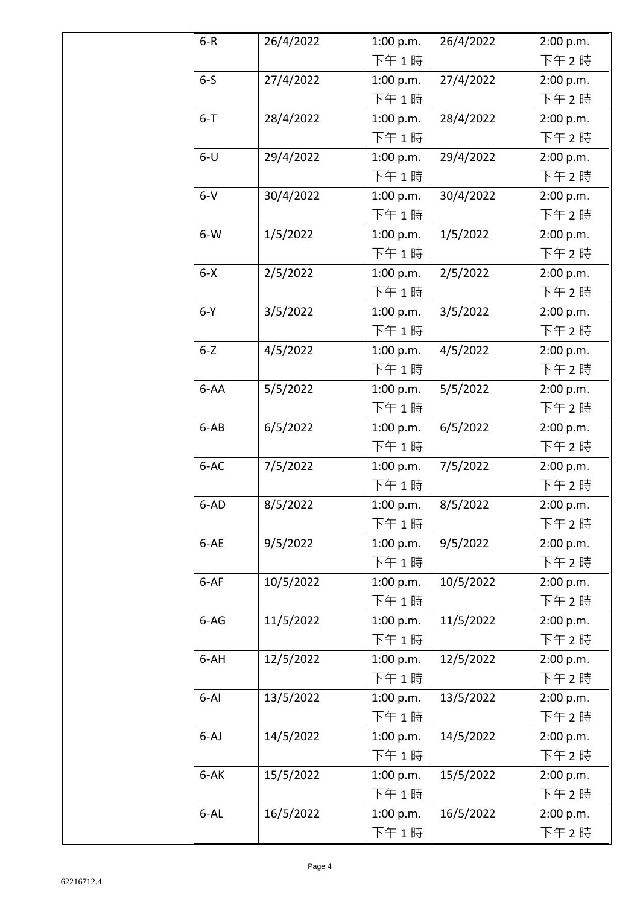| | | | | | |
|---|---|---|---|---|---|
| | 6-R | 26/4/2022 | 1:00 p.m. 下午 1 時 | 26/4/2022 | 2:00 p.m. 下午 2 時 |
| | 6-S | 27/4/2022 | 1:00 p.m. 下午 1 時 | 27/4/2022 | 2:00 p.m. 下午 2 時 |
| | 6-T | 28/4/2022 | 1:00 p.m. 下午 1 時 | 28/4/2022 | 2:00 p.m. 下午 2 時 |
| | 6-U | 29/4/2022 | 1:00 p.m. 下午 1 時 | 29/4/2022 | 2:00 p.m. 下午 2 時 |
| | 6-V | 30/4/2022 | 1:00 p.m. 下午 1 時 | 30/4/2022 | 2:00 p.m. 下午 2 時 |
| | 6-W | 1/5/2022 | 1:00 p.m. 下午 1 時 | 1/5/2022 | 2:00 p.m. 下午 2 時 |
| | 6-X | 2/5/2022 | 1:00 p.m. 下午 1 時 | 2/5/2022 | 2:00 p.m. 下午 2 時 |
| | 6-Y | 3/5/2022 | 1:00 p.m. 下午 1 時 | 3/5/2022 | 2:00 p.m. 下午 2 時 |
| | 6-Z | 4/5/2022 | 1:00 p.m. 下午 1 時 | 4/5/2022 | 2:00 p.m. 下午 2 時 |
| | 6-AA | 5/5/2022 | 1:00 p.m. 下午 1 時 | 5/5/2022 | 2:00 p.m. 下午 2 時 |
| | 6-AB | 6/5/2022 | 1:00 p.m. 下午 1 時 | 6/5/2022 | 2:00 p.m. 下午 2 時 |
| | 6-AC | 7/5/2022 | 1:00 p.m. 下午 1 時 | 7/5/2022 | 2:00 p.m. 下午 2 時 |
| | 6-AD | 8/5/2022 | 1:00 p.m. 下午 1 時 | 8/5/2022 | 2:00 p.m. 下午 2 時 |
| | 6-AE | 9/5/2022 | 1:00 p.m. 下午 1 時 | 9/5/2022 | 2:00 p.m. 下午 2 時 |
| | 6-AF | 10/5/2022 | 1:00 p.m. 下午 1 時 | 10/5/2022 | 2:00 p.m. 下午 2 時 |
| | 6-AG | 11/5/2022 | 1:00 p.m. 下午 1 時 | 11/5/2022 | 2:00 p.m. 下午 2 時 |
| | 6-AH | 12/5/2022 | 1:00 p.m. 下午 1 時 | 12/5/2022 | 2:00 p.m. 下午 2 時 |
| | 6-AI | 13/5/2022 | 1:00 p.m. 下午 1 時 | 13/5/2022 | 2:00 p.m. 下午 2 時 |
| | 6-AJ | 14/5/2022 | 1:00 p.m. 下午 1 時 | 14/5/2022 | 2:00 p.m. 下午 2 時 |
| | 6-AK | 15/5/2022 | 1:00 p.m. 下午 1 時 | 15/5/2022 | 2:00 p.m. 下午 2 時 |
| | 6-AL | 16/5/2022 | 1:00 p.m. 下午 1 時 | 16/5/2022 | 2:00 p.m. 下午 2 時 |

62216712.4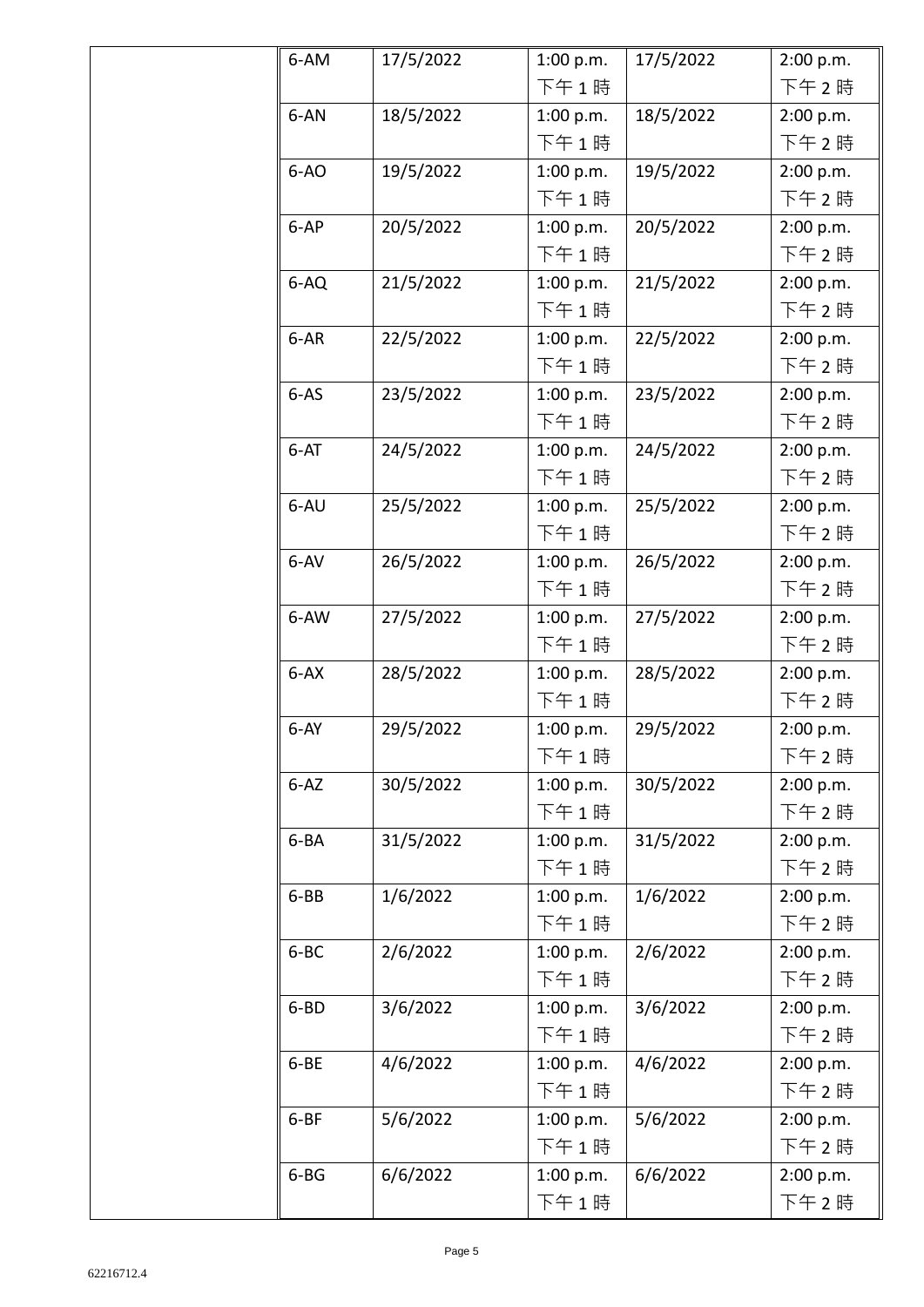| | | | | | |
|---|---|---|---|---|---|
| | 6-AM | 17/5/2022 | 1:00 p.m. 下午 1 時 | 17/5/2022 | 2:00 p.m. 下午 2 時 |
| | 6-AN | 18/5/2022 | 1:00 p.m. 下午 1 時 | 18/5/2022 | 2:00 p.m. 下午 2 時 |
| | 6-AO | 19/5/2022 | 1:00 p.m. 下午 1 時 | 19/5/2022 | 2:00 p.m. 下午 2 時 |
| | 6-AP | 20/5/2022 | 1:00 p.m. 下午 1 時 | 20/5/2022 | 2:00 p.m. 下午 2 時 |
| | 6-AQ | 21/5/2022 | 1:00 p.m. 下午 1 時 | 21/5/2022 | 2:00 p.m. 下午 2 時 |
| | 6-AR | 22/5/2022 | 1:00 p.m. 下午 1 時 | 22/5/2022 | 2:00 p.m. 下午 2 時 |
| | 6-AS | 23/5/2022 | 1:00 p.m. 下午 1 時 | 23/5/2022 | 2:00 p.m. 下午 2 時 |
| | 6-AT | 24/5/2022 | 1:00 p.m. 下午 1 時 | 24/5/2022 | 2:00 p.m. 下午 2 時 |
| | 6-AU | 25/5/2022 | 1:00 p.m. 下午 1 時 | 25/5/2022 | 2:00 p.m. 下午 2 時 |
| | 6-AV | 26/5/2022 | 1:00 p.m. 下午 1 時 | 26/5/2022 | 2:00 p.m. 下午 2 時 |
| | 6-AW | 27/5/2022 | 1:00 p.m. 下午 1 時 | 27/5/2022 | 2:00 p.m. 下午 2 時 |
| | 6-AX | 28/5/2022 | 1:00 p.m. 下午 1 時 | 28/5/2022 | 2:00 p.m. 下午 2 時 |
| | 6-AY | 29/5/2022 | 1:00 p.m. 下午 1 時 | 29/5/2022 | 2:00 p.m. 下午 2 時 |
| | 6-AZ | 30/5/2022 | 1:00 p.m. 下午 1 時 | 30/5/2022 | 2:00 p.m. 下午 2 時 |
| | 6-BA | 31/5/2022 | 1:00 p.m. 下午 1 時 | 31/5/2022 | 2:00 p.m. 下午 2 時 |
| | 6-BB | 1/6/2022 | 1:00 p.m. 下午 1 時 | 1/6/2022 | 2:00 p.m. 下午 2 時 |
| | 6-BC | 2/6/2022 | 1:00 p.m. 下午 1 時 | 2/6/2022 | 2:00 p.m. 下午 2 時 |
| | 6-BD | 3/6/2022 | 1:00 p.m. 下午 1 時 | 3/6/2022 | 2:00 p.m. 下午 2 時 |
| | 6-BE | 4/6/2022 | 1:00 p.m. 下午 1 時 | 4/6/2022 | 2:00 p.m. 下午 2 時 |
| | 6-BF | 5/6/2022 | 1:00 p.m. 下午 1 時 | 5/6/2022 | 2:00 p.m. 下午 2 時 |
| | 6-BG | 6/6/2022 | 1:00 p.m. 下午 1 時 | 6/6/2022 | 2:00 p.m. 下午 2 時 |

62216712.4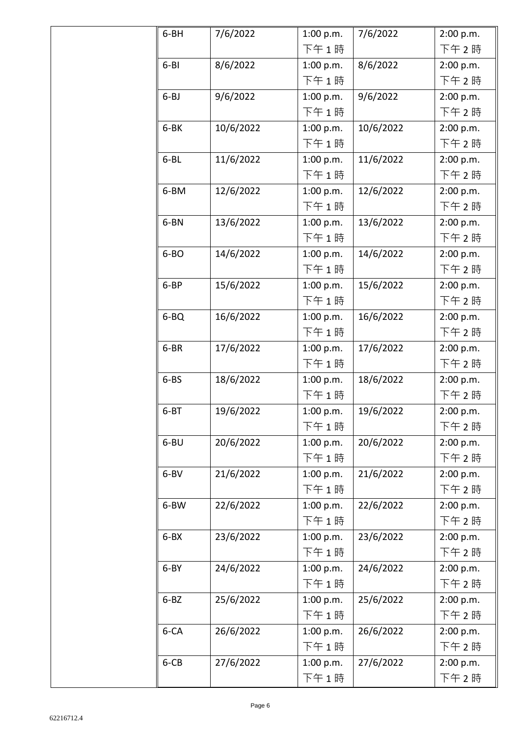| | | | | | |
|---|---|---|---|---|---|
| | 6-BH | 7/6/2022 | 1:00 p.m. 下午 1 時 | 7/6/2022 | 2:00 p.m. 下午 2 時 |
| | 6-BI | 8/6/2022 | 1:00 p.m. 下午 1 時 | 8/6/2022 | 2:00 p.m. 下午 2 時 |
| | 6-BJ | 9/6/2022 | 1:00 p.m. 下午 1 時 | 9/6/2022 | 2:00 p.m. 下午 2 時 |
| | 6-BK | 10/6/2022 | 1:00 p.m. 下午 1 時 | 10/6/2022 | 2:00 p.m. 下午 2 時 |
| | 6-BL | 11/6/2022 | 1:00 p.m. 下午 1 時 | 11/6/2022 | 2:00 p.m. 下午 2 時 |
| | 6-BM | 12/6/2022 | 1:00 p.m. 下午 1 時 | 12/6/2022 | 2:00 p.m. 下午 2 時 |
| | 6-BN | 13/6/2022 | 1:00 p.m. 下午 1 時 | 13/6/2022 | 2:00 p.m. 下午 2 時 |
| | 6-BO | 14/6/2022 | 1:00 p.m. 下午 1 時 | 14/6/2022 | 2:00 p.m. 下午 2 時 |
| | 6-BP | 15/6/2022 | 1:00 p.m. 下午 1 時 | 15/6/2022 | 2:00 p.m. 下午 2 時 |
| | 6-BQ | 16/6/2022 | 1:00 p.m. 下午 1 時 | 16/6/2022 | 2:00 p.m. 下午 2 時 |
| | 6-BR | 17/6/2022 | 1:00 p.m. 下午 1 時 | 17/6/2022 | 2:00 p.m. 下午 2 時 |
| | 6-BS | 18/6/2022 | 1:00 p.m. 下午 1 時 | 18/6/2022 | 2:00 p.m. 下午 2 時 |
| | 6-BT | 19/6/2022 | 1:00 p.m. 下午 1 時 | 19/6/2022 | 2:00 p.m. 下午 2 時 |
| | 6-BU | 20/6/2022 | 1:00 p.m. 下午 1 時 | 20/6/2022 | 2:00 p.m. 下午 2 時 |
| | 6-BV | 21/6/2022 | 1:00 p.m. 下午 1 時 | 21/6/2022 | 2:00 p.m. 下午 2 時 |
| | 6-BW | 22/6/2022 | 1:00 p.m. 下午 1 時 | 22/6/2022 | 2:00 p.m. 下午 2 時 |
| | 6-BX | 23/6/2022 | 1:00 p.m. 下午 1 時 | 23/6/2022 | 2:00 p.m. 下午 2 時 |
| | 6-BY | 24/6/2022 | 1:00 p.m. 下午 1 時 | 24/6/2022 | 2:00 p.m. 下午 2 時 |
| | 6-BZ | 25/6/2022 | 1:00 p.m. 下午 1 時 | 25/6/2022 | 2:00 p.m. 下午 2 時 |
| | 6-CA | 26/6/2022 | 1:00 p.m. 下午 1 時 | 26/6/2022 | 2:00 p.m. 下午 2 時 |
| | 6-CB | 27/6/2022 | 1:00 p.m. 下午 1 時 | 27/6/2022 | 2:00 p.m. 下午 2 時 |

62216712.4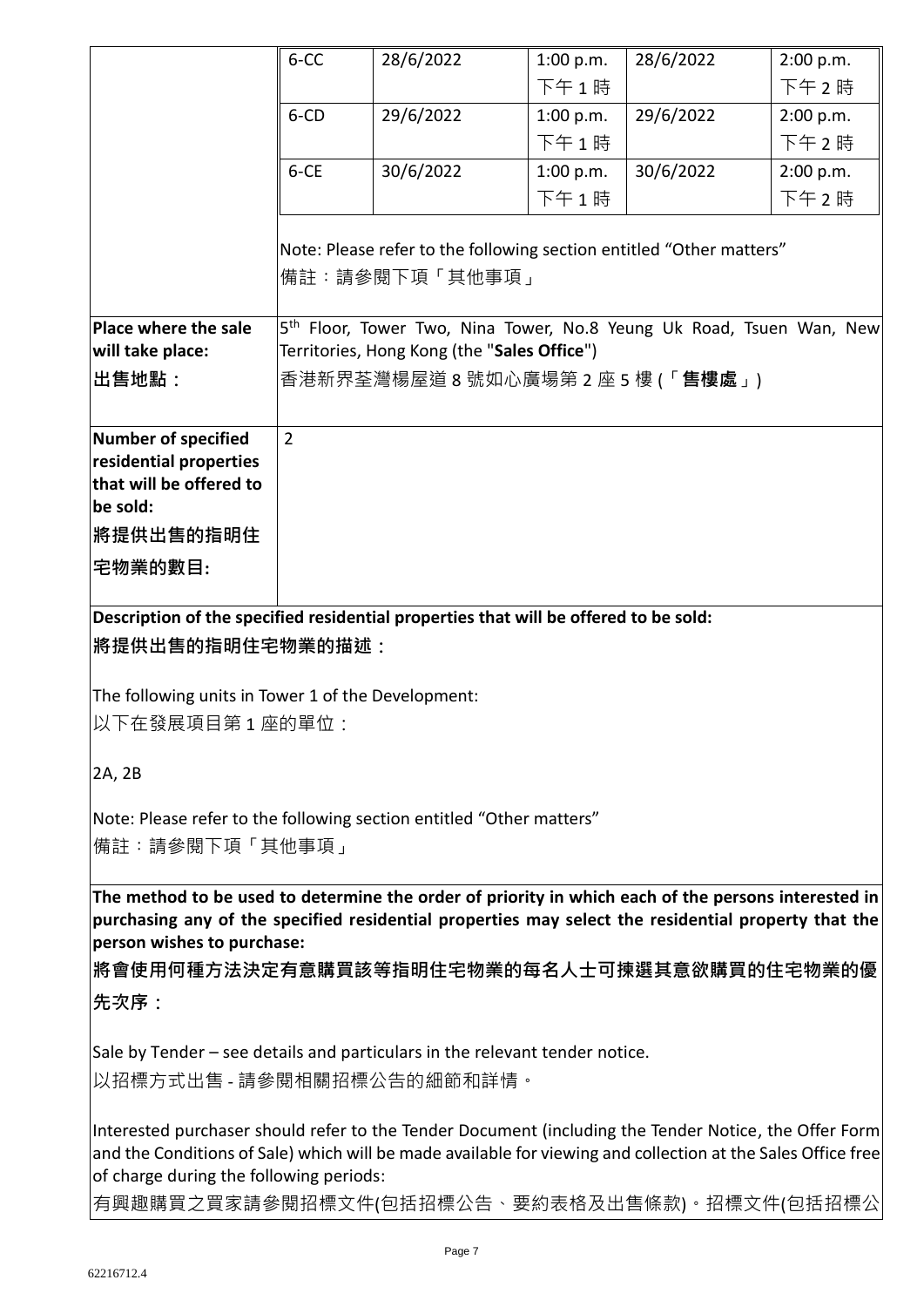| | 6-CC | 28/6/2022 | 1:00 p.m. 下午 1 時 | 28/6/2022 | 2:00 p.m. 下午 2 時 |
|---|---|---|---|---|---|
| | 6-CD | 29/6/2022 | 1:00 p.m. 下午 1 時 | 29/6/2022 | 2:00 p.m. 下午 2 時 |
| | 6-CE | 30/6/2022 | 1:00 p.m. 下午 1 時 | 30/6/2022 | 2:00 p.m. 下午 2 時 |

Note: Please refer to the following section entitled "Other matters"
備註：請參閱下項「其他事項」

| | |
|---|---|
| **Place where the sale will take place:** **出售地點：** | 5th Floor, Tower Two, Nina Tower, No.8 Yeung Uk Road, Tsuen Wan, New Territories, Hong Kong (the "**Sales Office**") 香港新界荃灣楊屋道 8 號如心廣場第 2 座 5 樓 (「**售樓處**」) |
| **Number of specified residential properties that will be offered to be sold:** **將提供出售的指明住宅物業的數目:** | 2 |

**Description of the specified residential properties that will be offered to be sold:**
**將提供出售的指明住宅物業的描述：**

The following units in Tower 1 of the Development:
以下在發展項目第 1 座的單位：

2A, 2B

Note: Please refer to the following section entitled "Other matters"
備註：請參閱下項「其他事項」

**The method to be used to determine the order of priority in which each of the persons interested in purchasing any of the specified residential properties may select the residential property that the person wishes to purchase:**
**將會使用何種方法決定有意購買該等指明住宅物業的每名人士可揀選其意欲購買的住宅物業的優先次序：**

Sale by Tender – see details and particulars in the relevant tender notice.
以招標方式出售 - 請參閱相關招標公告的細節和詳情。

Interested purchaser should refer to the Tender Document (including the Tender Notice, the Offer Form and the Conditions of Sale) which will be made available for viewing and collection at the Sales Office free of charge during the following periods:
有興趣購買之買家請參閱招標文件(包括招標公告、要約表格及出售條款)。招標文件(包括招標公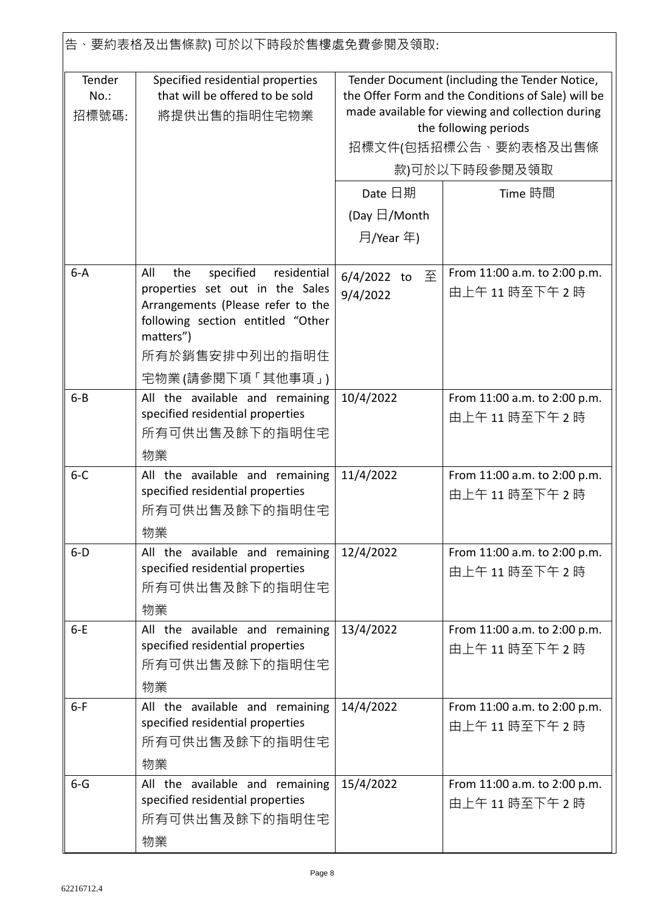告、要約表格及出售條款) 可於以下時段於售樓處免費參閱及領取:

| Tender No.: 招標號碼: | Specified residential properties that will be offered to be sold 將提供出售的指明住宅物業 | Tender Document (including the Tender Notice, the Offer Form and the Conditions of Sale) will be made available for viewing and collection during the following periods 招標文件(包括招標公告、要約表格及出售條款)可於以下時段參閱及領取 | |
|---|---|---|---|
| | | Date 日期 (Day 日/Month 月/Year 年) | Time 時間 |
| 6-A | All the specified residential properties set out in the Sales Arrangements (Please refer to the following section entitled "Other matters") 所有於銷售安排中列出的指明住宅物業(請參閱下項「其他事項」) | 6/4/2022 to 至 9/4/2022 | From 11:00 a.m. to 2:00 p.m. 由上午 11 時至下午 2 時 |
| 6-B | All the available and remaining specified residential properties 所有可供出售及餘下的指明住宅物業 | 10/4/2022 | From 11:00 a.m. to 2:00 p.m. 由上午 11 時至下午 2 時 |
| 6-C | All the available and remaining specified residential properties 所有可供出售及餘下的指明住宅物業 | 11/4/2022 | From 11:00 a.m. to 2:00 p.m. 由上午 11 時至下午 2 時 |
| 6-D | All the available and remaining specified residential properties 所有可供出售及餘下的指明住宅物業 | 12/4/2022 | From 11:00 a.m. to 2:00 p.m. 由上午 11 時至下午 2 時 |
| 6-E | All the available and remaining specified residential properties 所有可供出售及餘下的指明住宅物業 | 13/4/2022 | From 11:00 a.m. to 2:00 p.m. 由上午 11 時至下午 2 時 |
| 6-F | All the available and remaining specified residential properties 所有可供出售及餘下的指明住宅物業 | 14/4/2022 | From 11:00 a.m. to 2:00 p.m. 由上午 11 時至下午 2 時 |
| 6-G | All the available and remaining specified residential properties 所有可供出售及餘下的指明住宅物業 | 15/4/2022 | From 11:00 a.m. to 2:00 p.m. 由上午 11 時至下午 2 時 |

62216712.4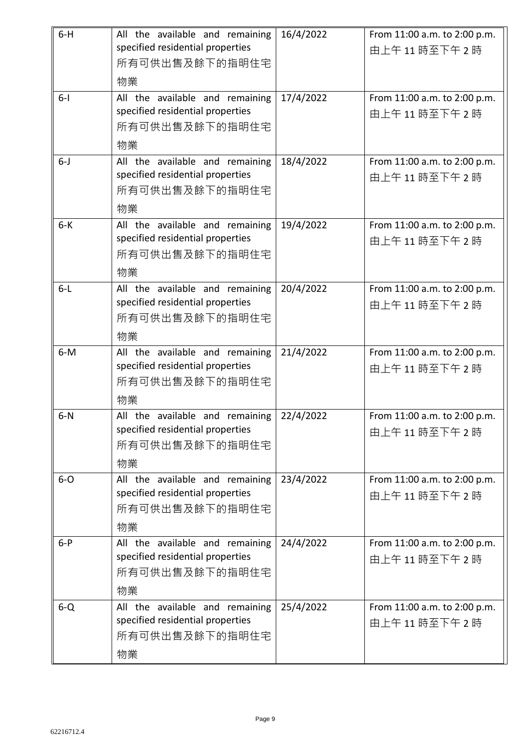| 6-H | All the available and remaining specified residential properties 所有可供出售及餘下的指明住宅物業 | 16/4/2022 | From 11:00 a.m. to 2:00 p.m. 由上午 11 時至下午 2 時 |
|---|---|---|---|
| 6-I | All the available and remaining specified residential properties 所有可供出售及餘下的指明住宅物業 | 17/4/2022 | From 11:00 a.m. to 2:00 p.m. 由上午 11 時至下午 2 時 |
| 6-J | All the available and remaining specified residential properties 所有可供出售及餘下的指明住宅物業 | 18/4/2022 | From 11:00 a.m. to 2:00 p.m. 由上午 11 時至下午 2 時 |
| 6-K | All the available and remaining specified residential properties 所有可供出售及餘下的指明住宅物業 | 19/4/2022 | From 11:00 a.m. to 2:00 p.m. 由上午 11 時至下午 2 時 |
| 6-L | All the available and remaining specified residential properties 所有可供出售及餘下的指明住宅物業 | 20/4/2022 | From 11:00 a.m. to 2:00 p.m. 由上午 11 時至下午 2 時 |
| 6-M | All the available and remaining specified residential properties 所有可供出售及餘下的指明住宅物業 | 21/4/2022 | From 11:00 a.m. to 2:00 p.m. 由上午 11 時至下午 2 時 |
| 6-N | All the available and remaining specified residential properties 所有可供出售及餘下的指明住宅物業 | 22/4/2022 | From 11:00 a.m. to 2:00 p.m. 由上午 11 時至下午 2 時 |
| 6-O | All the available and remaining specified residential properties 所有可供出售及餘下的指明住宅物業 | 23/4/2022 | From 11:00 a.m. to 2:00 p.m. 由上午 11 時至下午 2 時 |
| 6-P | All the available and remaining specified residential properties 所有可供出售及餘下的指明住宅物業 | 24/4/2022 | From 11:00 a.m. to 2:00 p.m. 由上午 11 時至下午 2 時 |
| 6-Q | All the available and remaining specified residential properties 所有可供出售及餘下的指明住宅物業 | 25/4/2022 | From 11:00 a.m. to 2:00 p.m. 由上午 11 時至下午 2 時 |

62216712.4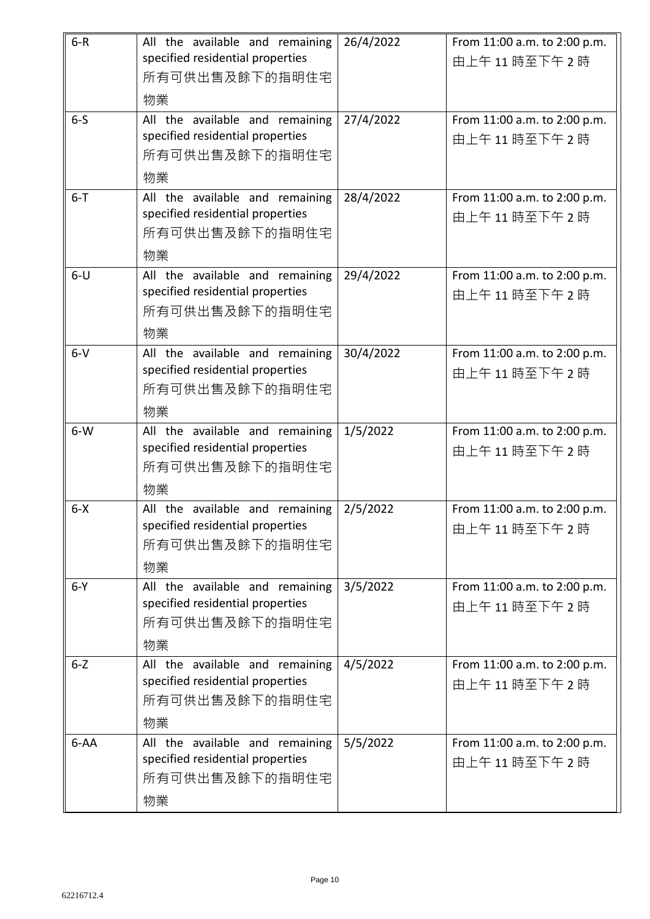| 6-R | All the available and remaining specified residential properties 所有可供出售及餘下的指明住宅物業 | 26/4/2022 | From 11:00 a.m. to 2:00 p.m. 由上午 11 時至下午 2 時 |
|---|---|---|---|
| 6-S | All the available and remaining specified residential properties 所有可供出售及餘下的指明住宅物業 | 27/4/2022 | From 11:00 a.m. to 2:00 p.m. 由上午 11 時至下午 2 時 |
| 6-T | All the available and remaining specified residential properties 所有可供出售及餘下的指明住宅物業 | 28/4/2022 | From 11:00 a.m. to 2:00 p.m. 由上午 11 時至下午 2 時 |
| 6-U | All the available and remaining specified residential properties 所有可供出售及餘下的指明住宅物業 | 29/4/2022 | From 11:00 a.m. to 2:00 p.m. 由上午 11 時至下午 2 時 |
| 6-V | All the available and remaining specified residential properties 所有可供出售及餘下的指明住宅物業 | 30/4/2022 | From 11:00 a.m. to 2:00 p.m. 由上午 11 時至下午 2 時 |
| 6-W | All the available and remaining specified residential properties 所有可供出售及餘下的指明住宅物業 | 1/5/2022 | From 11:00 a.m. to 2:00 p.m. 由上午 11 時至下午 2 時 |
| 6-X | All the available and remaining specified residential properties 所有可供出售及餘下的指明住宅物業 | 2/5/2022 | From 11:00 a.m. to 2:00 p.m. 由上午 11 時至下午 2 時 |
| 6-Y | All the available and remaining specified residential properties 所有可供出售及餘下的指明住宅物業 | 3/5/2022 | From 11:00 a.m. to 2:00 p.m. 由上午 11 時至下午 2 時 |
| 6-Z | All the available and remaining specified residential properties 所有可供出售及餘下的指明住宅物業 | 4/5/2022 | From 11:00 a.m. to 2:00 p.m. 由上午 11 時至下午 2 時 |
| 6-AA | All the available and remaining specified residential properties 所有可供出售及餘下的指明住宅物業 | 5/5/2022 | From 11:00 a.m. to 2:00 p.m. 由上午 11 時至下午 2 時 |

62216712.4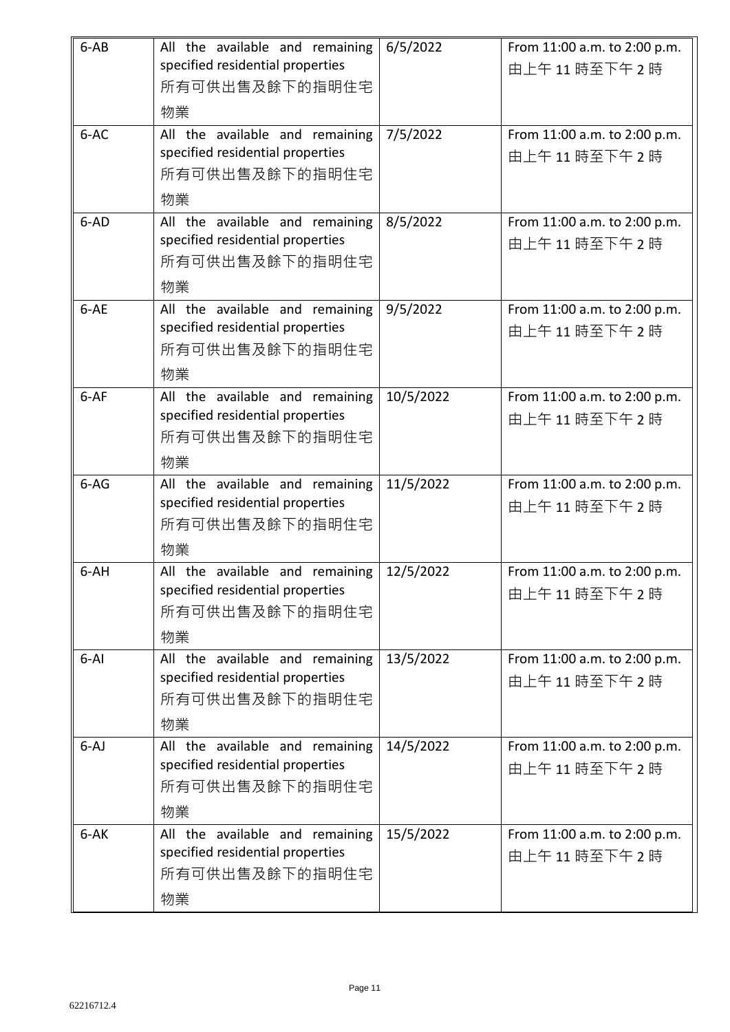| 6-AB | All the available and remaining specified residential properties 所有可供出售及餘下的指明住宅物業 | 6/5/2022 | From 11:00 a.m. to 2:00 p.m. 由上午 11 時至下午 2 時 |
|---|---|---|---|
| 6-AC | All the available and remaining specified residential properties 所有可供出售及餘下的指明住宅物業 | 7/5/2022 | From 11:00 a.m. to 2:00 p.m. 由上午 11 時至下午 2 時 |
| 6-AD | All the available and remaining specified residential properties 所有可供出售及餘下的指明住宅物業 | 8/5/2022 | From 11:00 a.m. to 2:00 p.m. 由上午 11 時至下午 2 時 |
| 6-AE | All the available and remaining specified residential properties 所有可供出售及餘下的指明住宅物業 | 9/5/2022 | From 11:00 a.m. to 2:00 p.m. 由上午 11 時至下午 2 時 |
| 6-AF | All the available and remaining specified residential properties 所有可供出售及餘下的指明住宅物業 | 10/5/2022 | From 11:00 a.m. to 2:00 p.m. 由上午 11 時至下午 2 時 |
| 6-AG | All the available and remaining specified residential properties 所有可供出售及餘下的指明住宅物業 | 11/5/2022 | From 11:00 a.m. to 2:00 p.m. 由上午 11 時至下午 2 時 |
| 6-AH | All the available and remaining specified residential properties 所有可供出售及餘下的指明住宅物業 | 12/5/2022 | From 11:00 a.m. to 2:00 p.m. 由上午 11 時至下午 2 時 |
| 6-AI | All the available and remaining specified residential properties 所有可供出售及餘下的指明住宅物業 | 13/5/2022 | From 11:00 a.m. to 2:00 p.m. 由上午 11 時至下午 2 時 |
| 6-AJ | All the available and remaining specified residential properties 所有可供出售及餘下的指明住宅物業 | 14/5/2022 | From 11:00 a.m. to 2:00 p.m. 由上午 11 時至下午 2 時 |
| 6-AK | All the available and remaining specified residential properties 所有可供出售及餘下的指明住宅物業 | 15/5/2022 | From 11:00 a.m. to 2:00 p.m. 由上午 11 時至下午 2 時 |

62216712.4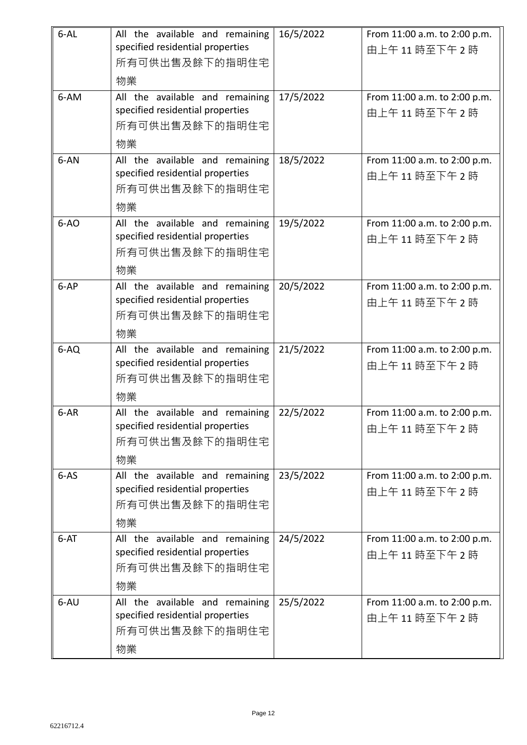| 6-AL | All the available and remaining specified residential properties 所有可供出售及餘下的指明住宅物業 | 16/5/2022 | From 11:00 a.m. to 2:00 p.m. 由上午 11 時至下午 2 時 |
|---|---|---|---|
| 6-AM | All the available and remaining specified residential properties 所有可供出售及餘下的指明住宅物業 | 17/5/2022 | From 11:00 a.m. to 2:00 p.m. 由上午 11 時至下午 2 時 |
| 6-AN | All the available and remaining specified residential properties 所有可供出售及餘下的指明住宅物業 | 18/5/2022 | From 11:00 a.m. to 2:00 p.m. 由上午 11 時至下午 2 時 |
| 6-AO | All the available and remaining specified residential properties 所有可供出售及餘下的指明住宅物業 | 19/5/2022 | From 11:00 a.m. to 2:00 p.m. 由上午 11 時至下午 2 時 |
| 6-AP | All the available and remaining specified residential properties 所有可供出售及餘下的指明住宅物業 | 20/5/2022 | From 11:00 a.m. to 2:00 p.m. 由上午 11 時至下午 2 時 |
| 6-AQ | All the available and remaining specified residential properties 所有可供出售及餘下的指明住宅物業 | 21/5/2022 | From 11:00 a.m. to 2:00 p.m. 由上午 11 時至下午 2 時 |
| 6-AR | All the available and remaining specified residential properties 所有可供出售及餘下的指明住宅物業 | 22/5/2022 | From 11:00 a.m. to 2:00 p.m. 由上午 11 時至下午 2 時 |
| 6-AS | All the available and remaining specified residential properties 所有可供出售及餘下的指明住宅物業 | 23/5/2022 | From 11:00 a.m. to 2:00 p.m. 由上午 11 時至下午 2 時 |
| 6-AT | All the available and remaining specified residential properties 所有可供出售及餘下的指明住宅物業 | 24/5/2022 | From 11:00 a.m. to 2:00 p.m. 由上午 11 時至下午 2 時 |
| 6-AU | All the available and remaining specified residential properties 所有可供出售及餘下的指明住宅物業 | 25/5/2022 | From 11:00 a.m. to 2:00 p.m. 由上午 11 時至下午 2 時 |

62216712.4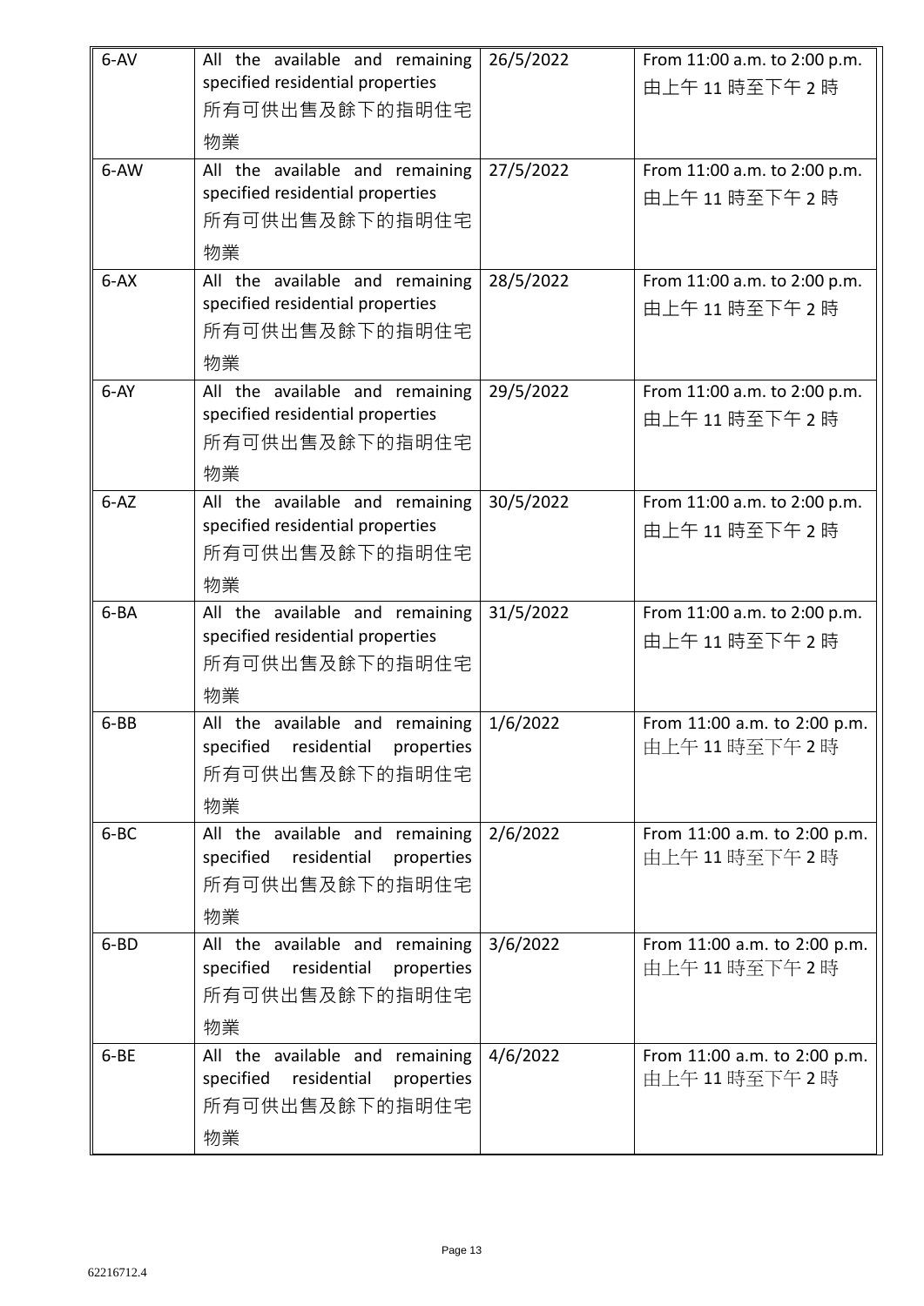| | | | |
|---|---|---|---|
| 6-AV | All the available and remaining specified residential properties<br>所有可供出售及餘下的指明住宅物業 | 26/5/2022 | From 11:00 a.m. to 2:00 p.m.<br>由上午 11 時至下午 2 時 |
| 6-AW | All the available and remaining specified residential properties<br>所有可供出售及餘下的指明住宅物業 | 27/5/2022 | From 11:00 a.m. to 2:00 p.m.<br>由上午 11 時至下午 2 時 |
| 6-AX | All the available and remaining specified residential properties<br>所有可供出售及餘下的指明住宅物業 | 28/5/2022 | From 11:00 a.m. to 2:00 p.m.<br>由上午 11 時至下午 2 時 |
| 6-AY | All the available and remaining specified residential properties<br>所有可供出售及餘下的指明住宅物業 | 29/5/2022 | From 11:00 a.m. to 2:00 p.m.<br>由上午 11 時至下午 2 時 |
| 6-AZ | All the available and remaining specified residential properties<br>所有可供出售及餘下的指明住宅物業 | 30/5/2022 | From 11:00 a.m. to 2:00 p.m.<br>由上午 11 時至下午 2 時 |
| 6-BA | All the available and remaining specified residential properties<br>所有可供出售及餘下的指明住宅物業 | 31/5/2022 | From 11:00 a.m. to 2:00 p.m.<br>由上午 11 時至下午 2 時 |
| 6-BB | All the available and remaining specified residential properties<br>所有可供出售及餘下的指明住宅物業 | 1/6/2022 | From 11:00 a.m. to 2:00 p.m.<br>由上午 11 時至下午 2 時 |
| 6-BC | All the available and remaining specified residential properties<br>所有可供出售及餘下的指明住宅物業 | 2/6/2022 | From 11:00 a.m. to 2:00 p.m.<br>由上午 11 時至下午 2 時 |
| 6-BD | All the available and remaining specified residential properties<br>所有可供出售及餘下的指明住宅物業 | 3/6/2022 | From 11:00 a.m. to 2:00 p.m.<br>由上午 11 時至下午 2 時 |
| 6-BE | All the available and remaining specified residential properties<br>所有可供出售及餘下的指明住宅物業 | 4/6/2022 | From 11:00 a.m. to 2:00 p.m.<br>由上午 11 時至下午 2 時 |

62216712.4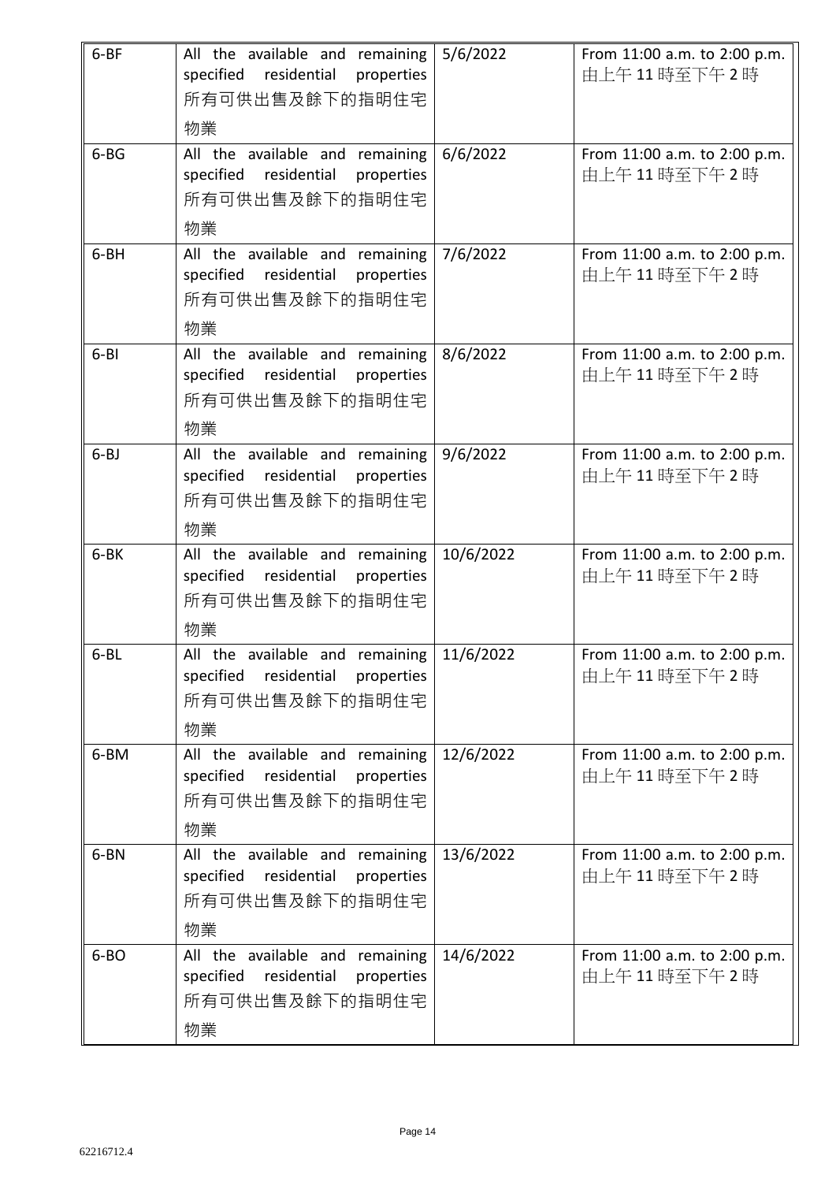| 6-BF | All the available and remaining specified residential properties 所有可供出售及餘下的指明住宅物業 | 5/6/2022 | From 11:00 a.m. to 2:00 p.m. 由上午 11 時至下午 2 時 |
|---|---|---|---|
| 6-BG | All the available and remaining specified residential properties 所有可供出售及餘下的指明住宅物業 | 6/6/2022 | From 11:00 a.m. to 2:00 p.m. 由上午 11 時至下午 2 時 |
| 6-BH | All the available and remaining specified residential properties 所有可供出售及餘下的指明住宅物業 | 7/6/2022 | From 11:00 a.m. to 2:00 p.m. 由上午 11 時至下午 2 時 |
| 6-BI | All the available and remaining specified residential properties 所有可供出售及餘下的指明住宅物業 | 8/6/2022 | From 11:00 a.m. to 2:00 p.m. 由上午 11 時至下午 2 時 |
| 6-BJ | All the available and remaining specified residential properties 所有可供出售及餘下的指明住宅物業 | 9/6/2022 | From 11:00 a.m. to 2:00 p.m. 由上午 11 時至下午 2 時 |
| 6-BK | All the available and remaining specified residential properties 所有可供出售及餘下的指明住宅物業 | 10/6/2022 | From 11:00 a.m. to 2:00 p.m. 由上午 11 時至下午 2 時 |
| 6-BL | All the available and remaining specified residential properties 所有可供出售及餘下的指明住宅物業 | 11/6/2022 | From 11:00 a.m. to 2:00 p.m. 由上午 11 時至下午 2 時 |
| 6-BM | All the available and remaining specified residential properties 所有可供出售及餘下的指明住宅物業 | 12/6/2022 | From 11:00 a.m. to 2:00 p.m. 由上午 11 時至下午 2 時 |
| 6-BN | All the available and remaining specified residential properties 所有可供出售及餘下的指明住宅物業 | 13/6/2022 | From 11:00 a.m. to 2:00 p.m. 由上午 11 時至下午 2 時 |
| 6-BO | All the available and remaining specified residential properties 所有可供出售及餘下的指明住宅物業 | 14/6/2022 | From 11:00 a.m. to 2:00 p.m. 由上午 11 時至下午 2 時 |

62216712.4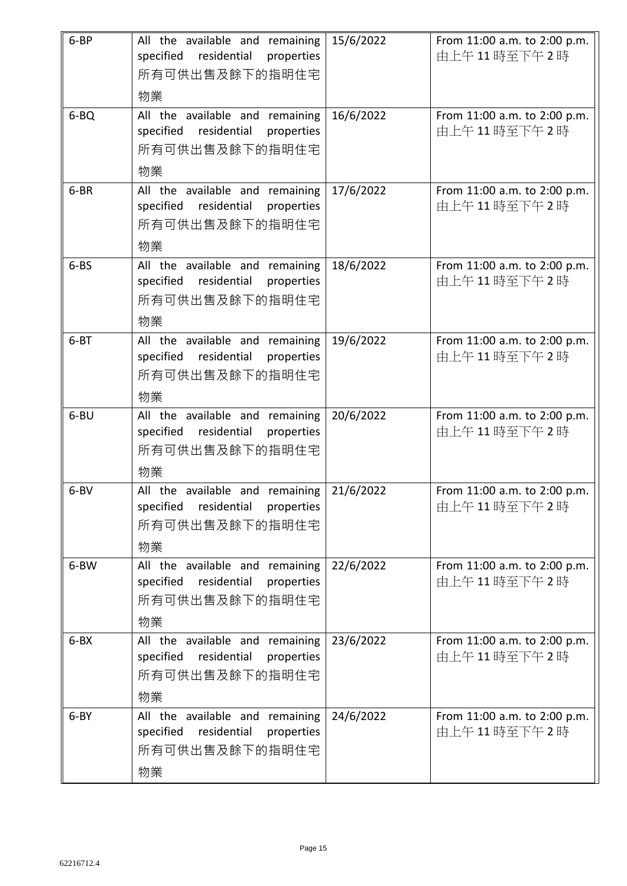| 6-BP | All the available and remaining specified residential properties 所有可供出售及餘下的指明住宅物業 | 15/6/2022 | From 11:00 a.m. to 2:00 p.m. 由上午 11 時至下午 2 時 |
|---|---|---|---|
| 6-BQ | All the available and remaining specified residential properties 所有可供出售及餘下的指明住宅物業 | 16/6/2022 | From 11:00 a.m. to 2:00 p.m. 由上午 11 時至下午 2 時 |
| 6-BR | All the available and remaining specified residential properties 所有可供出售及餘下的指明住宅物業 | 17/6/2022 | From 11:00 a.m. to 2:00 p.m. 由上午 11 時至下午 2 時 |
| 6-BS | All the available and remaining specified residential properties 所有可供出售及餘下的指明住宅物業 | 18/6/2022 | From 11:00 a.m. to 2:00 p.m. 由上午 11 時至下午 2 時 |
| 6-BT | All the available and remaining specified residential properties 所有可供出售及餘下的指明住宅物業 | 19/6/2022 | From 11:00 a.m. to 2:00 p.m. 由上午 11 時至下午 2 時 |
| 6-BU | All the available and remaining specified residential properties 所有可供出售及餘下的指明住宅物業 | 20/6/2022 | From 11:00 a.m. to 2:00 p.m. 由上午 11 時至下午 2 時 |
| 6-BV | All the available and remaining specified residential properties 所有可供出售及餘下的指明住宅物業 | 21/6/2022 | From 11:00 a.m. to 2:00 p.m. 由上午 11 時至下午 2 時 |
| 6-BW | All the available and remaining specified residential properties 所有可供出售及餘下的指明住宅物業 | 22/6/2022 | From 11:00 a.m. to 2:00 p.m. 由上午 11 時至下午 2 時 |
| 6-BX | All the available and remaining specified residential properties 所有可供出售及餘下的指明住宅物業 | 23/6/2022 | From 11:00 a.m. to 2:00 p.m. 由上午 11 時至下午 2 時 |
| 6-BY | All the available and remaining specified residential properties 所有可供出售及餘下的指明住宅物業 | 24/6/2022 | From 11:00 a.m. to 2:00 p.m. 由上午 11 時至下午 2 時 |

62216712.4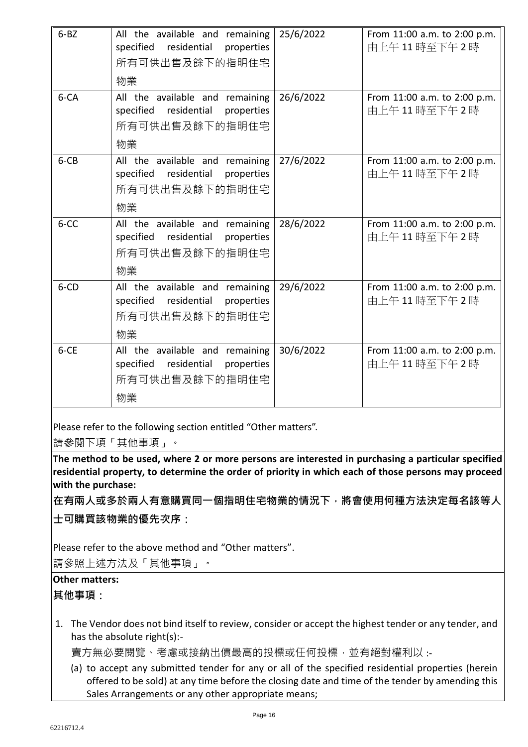| 6-BZ | All the available and remaining specified residential properties 所有可供出售及餘下的指明住宅物業 | 25/6/2022 | From 11:00 a.m. to 2:00 p.m. 由上午 11 時至下午 2 時 |
|---|---|---|---|
| 6-CA | All the available and remaining specified residential properties 所有可供出售及餘下的指明住宅物業 | 26/6/2022 | From 11:00 a.m. to 2:00 p.m. 由上午 11 時至下午 2 時 |
| 6-CB | All the available and remaining specified residential properties 所有可供出售及餘下的指明住宅物業 | 27/6/2022 | From 11:00 a.m. to 2:00 p.m. 由上午 11 時至下午 2 時 |
| 6-CC | All the available and remaining specified residential properties 所有可供出售及餘下的指明住宅物業 | 28/6/2022 | From 11:00 a.m. to 2:00 p.m. 由上午 11 時至下午 2 時 |
| 6-CD | All the available and remaining specified residential properties 所有可供出售及餘下的指明住宅物業 | 29/6/2022 | From 11:00 a.m. to 2:00 p.m. 由上午 11 時至下午 2 時 |
| 6-CE | All the available and remaining specified residential properties 所有可供出售及餘下的指明住宅物業 | 30/6/2022 | From 11:00 a.m. to 2:00 p.m. 由上午 11 時至下午 2 時 |

Please refer to the following section entitled "Other matters".

請參閱下項「其他事項」。

**The method to be used, where 2 or more persons are interested in purchasing a particular specified residential property, to determine the order of priority in which each of those persons may proceed with the purchase:**

**在有兩人或多於兩人有意購買同一個指明住宅物業的情況下，將會使用何種方法決定每名該等人士可購買該物業的優先次序：**

Please refer to the above method and "Other matters".

請參照上述方法及「其他事項」。

**Other matters:**

**其他事項：**

1. The Vendor does not bind itself to review, consider or accept the highest tender or any tender, and has the absolute right(s):-

   賣方無必要閱覽、考慮或接納出價最高的投標或任何投標，並有絕對權利以 :-

   (a) to accept any submitted tender for any or all of the specified residential properties (herein offered to be sold) at any time before the closing date and time of the tender by amending this Sales Arrangements or any other appropriate means;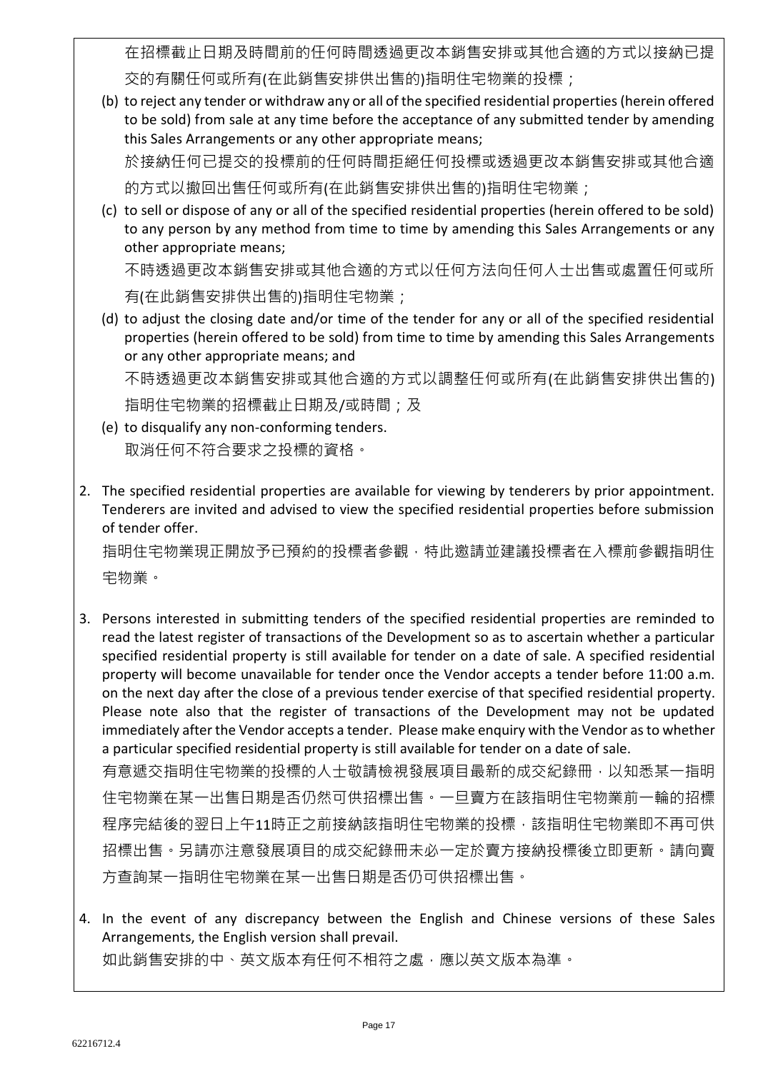在招標截止日期及時間前的任何時間透過更改本銷售安排或其他合適的方式以接納已提交的有關任何或所有(在此銷售安排供出售的)指明住宅物業的投標；

(b) to reject any tender or withdraw any or all of the specified residential properties (herein offered to be sold) from sale at any time before the acceptance of any submitted tender by amending this Sales Arrangements or any other appropriate means;

於接納任何已提交的投標前的任何時間拒絕任何投標或透過更改本銷售安排或其他合適的方式以撤回出售任何或所有(在此銷售安排供出售的)指明住宅物業；

(c) to sell or dispose of any or all of the specified residential properties (herein offered to be sold) to any person by any method from time to time by amending this Sales Arrangements or any other appropriate means;

不時透過更改本銷售安排或其他合適的方式以任何方法向任何人士出售或處置任何或所有(在此銷售安排供出售的)指明住宅物業；

(d) to adjust the closing date and/or time of the tender for any or all of the specified residential properties (herein offered to be sold) from time to time by amending this Sales Arrangements or any other appropriate means; and

不時透過更改本銷售安排或其他合適的方式以調整任何或所有(在此銷售安排供出售的)指明住宅物業的招標截止日期及/或時間；及

(e) to disqualify any non-conforming tenders.

取消任何不符合要求之投標的資格。

2. The specified residential properties are available for viewing by tenderers by prior appointment. Tenderers are invited and advised to view the specified residential properties before submission of tender offer.

指明住宅物業現正開放予已預約的投標者參觀，特此邀請並建議投標者在入標前參觀指明住宅物業。

3. Persons interested in submitting tenders of the specified residential properties are reminded to read the latest register of transactions of the Development so as to ascertain whether a particular specified residential property is still available for tender on a date of sale. A specified residential property will become unavailable for tender once the Vendor accepts a tender before 11:00 a.m. on the next day after the close of a previous tender exercise of that specified residential property. Please note also that the register of transactions of the Development may not be updated immediately after the Vendor accepts a tender. Please make enquiry with the Vendor as to whether a particular specified residential property is still available for tender on a date of sale.

有意遞交指明住宅物業的投標的人士敬請檢視發展項目最新的成交紀錄冊，以知悉某一指明住宅物業在某一出售日期是否仍然可供招標出售。一旦賣方在該指明住宅物業前一輪的招標程序完結後的翌日上午11時正之前接納該指明住宅物業的投標，該指明住宅物業即不再可供招標出售。另請亦注意發展項目的成交紀錄冊未必一定於賣方接納投標後立即更新。請向賣方查詢某一指明住宅物業在某一出售日期是否仍可供招標出售。

4. In the event of any discrepancy between the English and Chinese versions of these Sales Arrangements, the English version shall prevail.

如此銷售安排的中、英文版本有任何不相符之處，應以英文版本為準。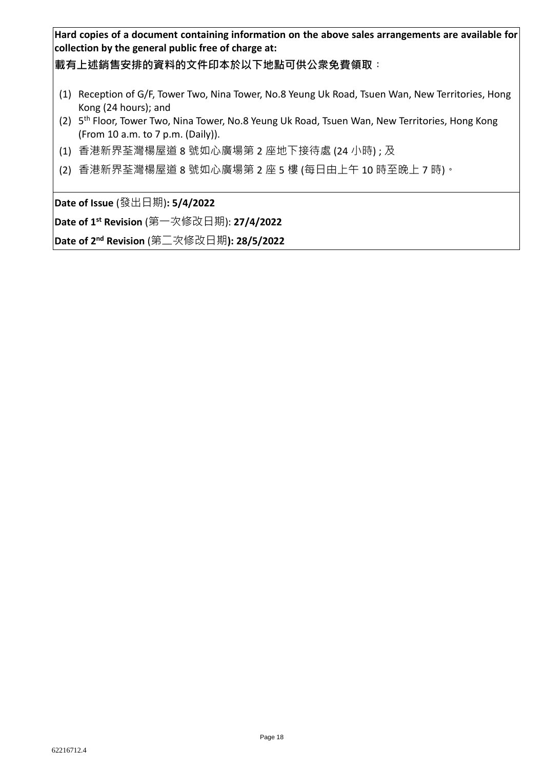**Hard copies of a document containing information on the above sales arrangements are available for collection by the general public free of charge at:**

**載有上述銷售安排的資料的文件印本於以下地點可供公衆免費領取**：

(1) Reception of G/F, Tower Two, Nina Tower, No.8 Yeung Uk Road, Tsuen Wan, New Territories, Hong Kong (24 hours); and

(2) 5th Floor, Tower Two, Nina Tower, No.8 Yeung Uk Road, Tsuen Wan, New Territories, Hong Kong (From 10 a.m. to 7 p.m. (Daily)).

(1) 香港新界荃灣楊屋道 8 號如心廣場第 2 座地下接待處 (24 小時) ; 及

(2) 香港新界荃灣楊屋道 8 號如心廣場第 2 座 5 樓 (每日由上午 10 時至晚上 7 時)。

**Date of Issue** (發出日期)**: 5/4/2022**

**Date of 1st Revision** (第一次修改日期): **27/4/2022**

**Date of 2nd Revision** (第二次修改日期**): 28/5/2022**